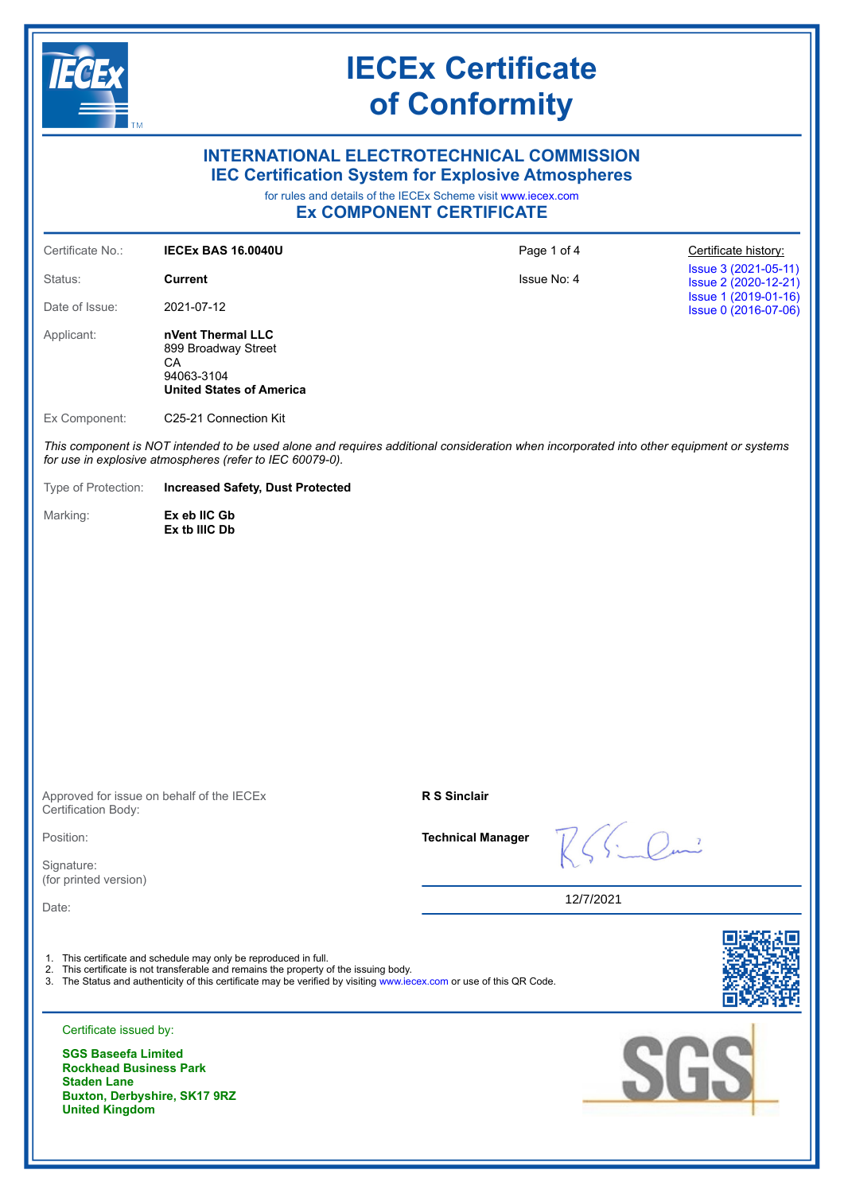# IECEx Certificate of Conformity

## INTERNATIONAL ELECTROTECHNICAL COMMISSION
## IEC Certification System for Explosive Atmospheres

for rules and details of the IECEx Scheme visit www.iecex.com

## Ex COMPONENT CERTIFICATE

| | | | |
|---|---|---|---|
| Certificate No.: | **IECEx BAS 16.0040U** | Page 1 of 4 | Certificate history: |
| Status: | **Current** | Issue No: 4 | Issue 3 (2021-05-11)<br>Issue 2 (2020-12-21)<br>Issue 1 (2019-01-16)<br>Issue 0 (2016-07-06) |
| Date of Issue: | 2021-07-12 | | |

Applicant: **nVent Thermal LLC**
899 Broadway Street
CA
94063-3104
**United States of America**

Ex Component: C25-21 Connection Kit

*This component is NOT intended to be used alone and requires additional consideration when incorporated into other equipment or systems for use in explosive atmospheres (refer to IEC 60079-0).*

Type of Protection: **Increased Safety, Dust Protected**

Marking: **Ex eb IIC Gb**
**Ex tb IIIC Db**

| | |
|---|---|
| Approved for issue on behalf of the IECEx Certification Body: | **R S Sinclair** |
| Position: | **Technical Manager** |
| Signature: (for printed version) | |
| Date: | 12/7/2021 |

1. This certificate and schedule may only be reproduced in full.
2. This certificate is not transferable and remains the property of the issuing body.
3. The Status and authenticity of this certificate may be verified by visiting www.iecex.com or use of this QR Code.

Certificate issued by:

**SGS Baseefa Limited**
**Rockhead Business Park**
**Staden Lane**
**Buxton, Derbyshire, SK17 9RZ**
**United Kingdom**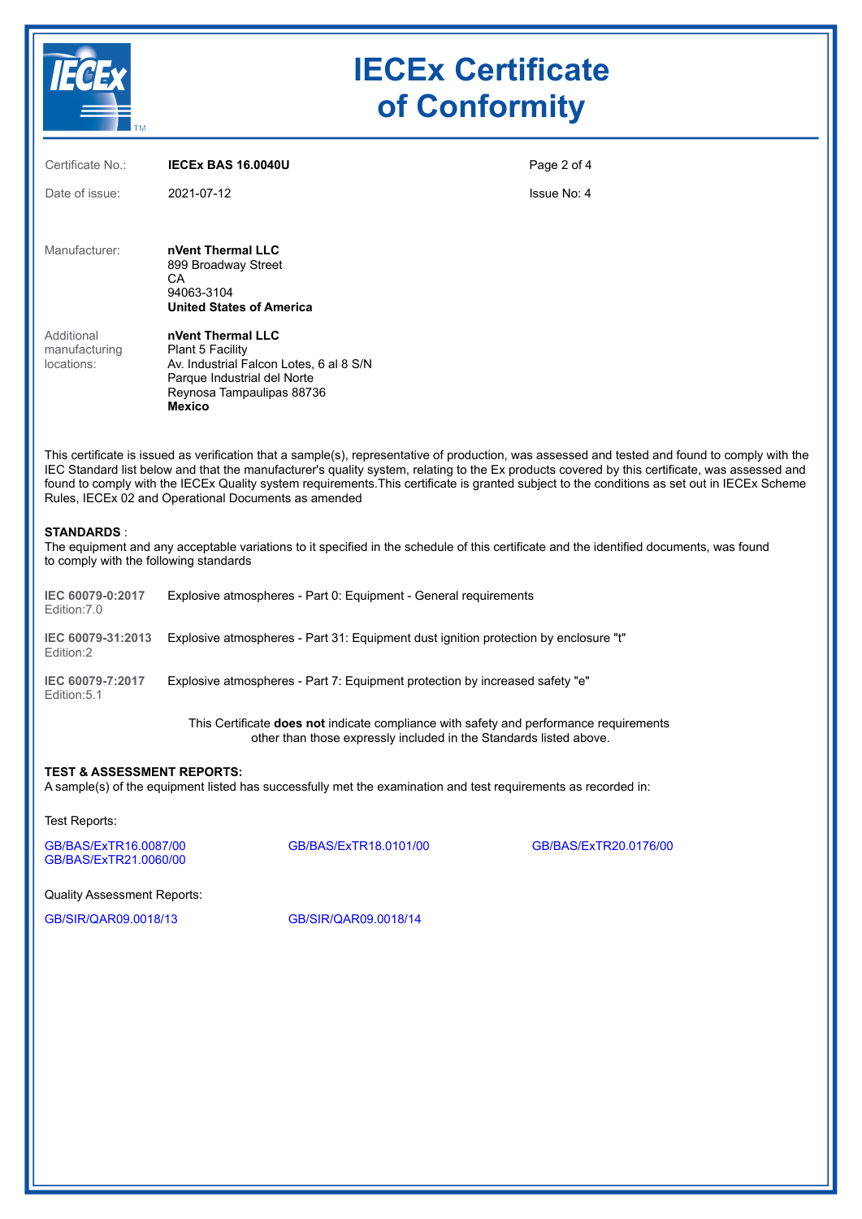# IECEx Certificate of Conformity

Certificate No.: **IECEx BAS 16.0040U**

Date of issue: 2021-07-12

Issue No: 4

Manufacturer: **nVent Thermal LLC**
899 Broadway Street
CA
94063-3104
**United States of America**

Additional manufacturing locations: **nVent Thermal LLC**
Plant 5 Facility
Av. Industrial Falcon Lotes, 6 al 8 S/N
Parque Industrial del Norte
Reynosa Tampaulipas 88736
**Mexico**

This certificate is issued as verification that a sample(s), representative of production, was assessed and tested and found to comply with the IEC Standard list below and that the manufacturer's quality system, relating to the Ex products covered by this certificate, was assessed and found to comply with the IECEx Quality system requirements.This certificate is granted subject to the conditions as set out in IECEx Scheme Rules, IECEx 02 and Operational Documents as amended

**STANDARDS** :
The equipment and any acceptable variations to it specified in the schedule of this certificate and the identified documents, was found to comply with the following standards

| | |
|---|---|
| **IEC 60079-0:2017** Edition:7.0 | Explosive atmospheres - Part 0: Equipment - General requirements |
| **IEC 60079-31:2013** Edition:2 | Explosive atmospheres - Part 31: Equipment dust ignition protection by enclosure "t" |
| **IEC 60079-7:2017** Edition:5.1 | Explosive atmospheres - Part 7: Equipment protection by increased safety "e" |

This Certificate **does not** indicate compliance with safety and performance requirements other than those expressly included in the Standards listed above.

**TEST & ASSESSMENT REPORTS:**
A sample(s) of the equipment listed has successfully met the examination and test requirements as recorded in:

Test Reports:

GB/BAS/ExTR16.0087/00
GB/BAS/ExTR18.0101/00
GB/BAS/ExTR20.0176/00
GB/BAS/ExTR21.0060/00

Quality Assessment Reports:

GB/SIR/QAR09.0018/13
GB/SIR/QAR09.0018/14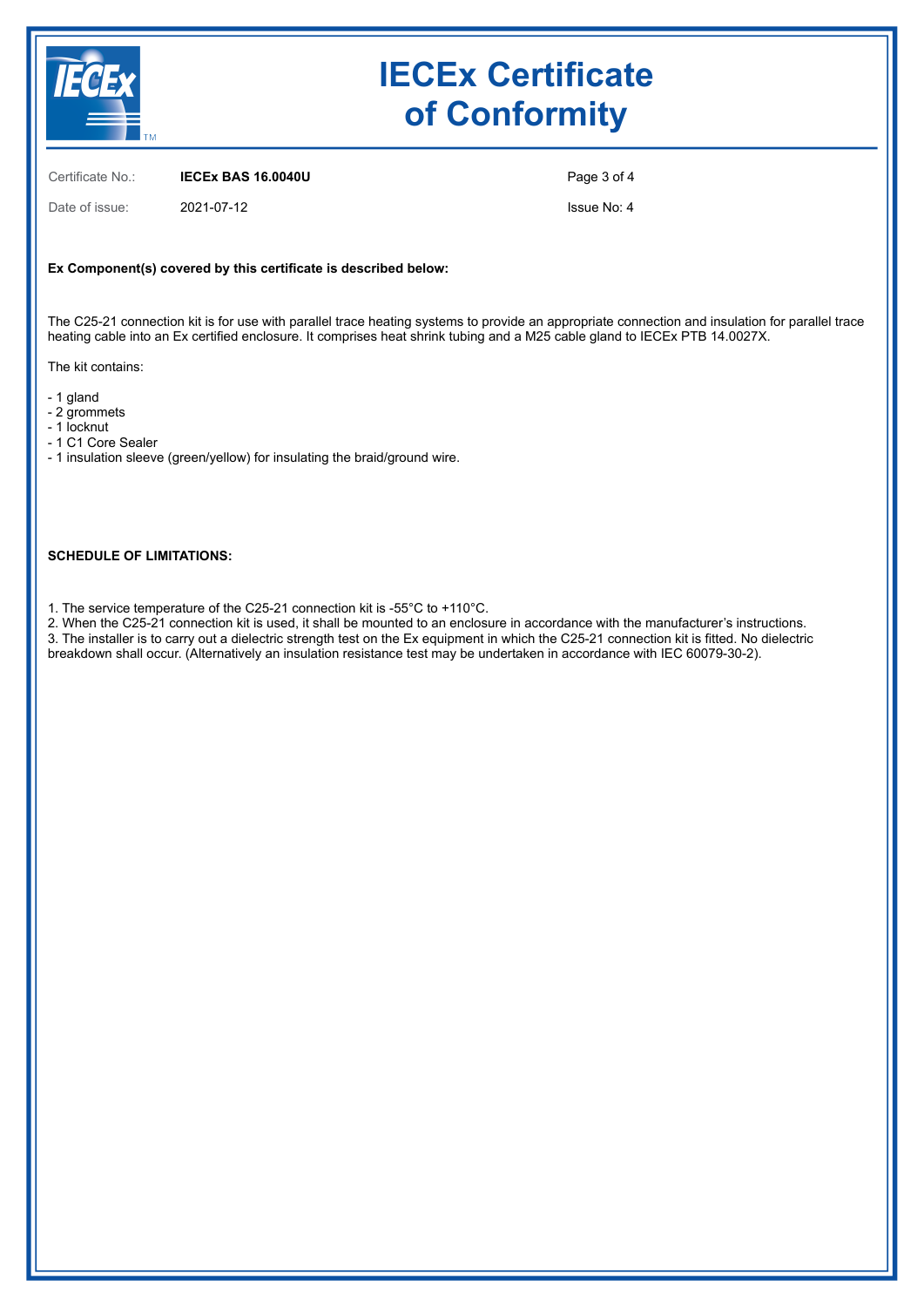Certificate No.: **IECEx BAS 16.0040U**

Date of issue: 2021-07-12

Issue No: 4

**Ex Component(s) covered by this certificate is described below:**

The C25-21 connection kit is for use with parallel trace heating systems to provide an appropriate connection and insulation for parallel trace heating cable into an Ex certified enclosure. It comprises heat shrink tubing and a M25 cable gland to IECEx PTB 14.0027X.

The kit contains:

- 1 gland
- 2 grommets
- 1 locknut
- 1 C1 Core Sealer
- 1 insulation sleeve (green/yellow) for insulating the braid/ground wire.

**SCHEDULE OF LIMITATIONS:**

1. The service temperature of the C25-21 connection kit is -55°C to +110°C.
2. When the C25-21 connection kit is used, it shall be mounted to an enclosure in accordance with the manufacturer's instructions.
3. The installer is to carry out a dielectric strength test on the Ex equipment in which the C25-21 connection kit is fitted. No dielectric breakdown shall occur. (Alternatively an insulation resistance test may be undertaken in accordance with IEC 60079-30-2).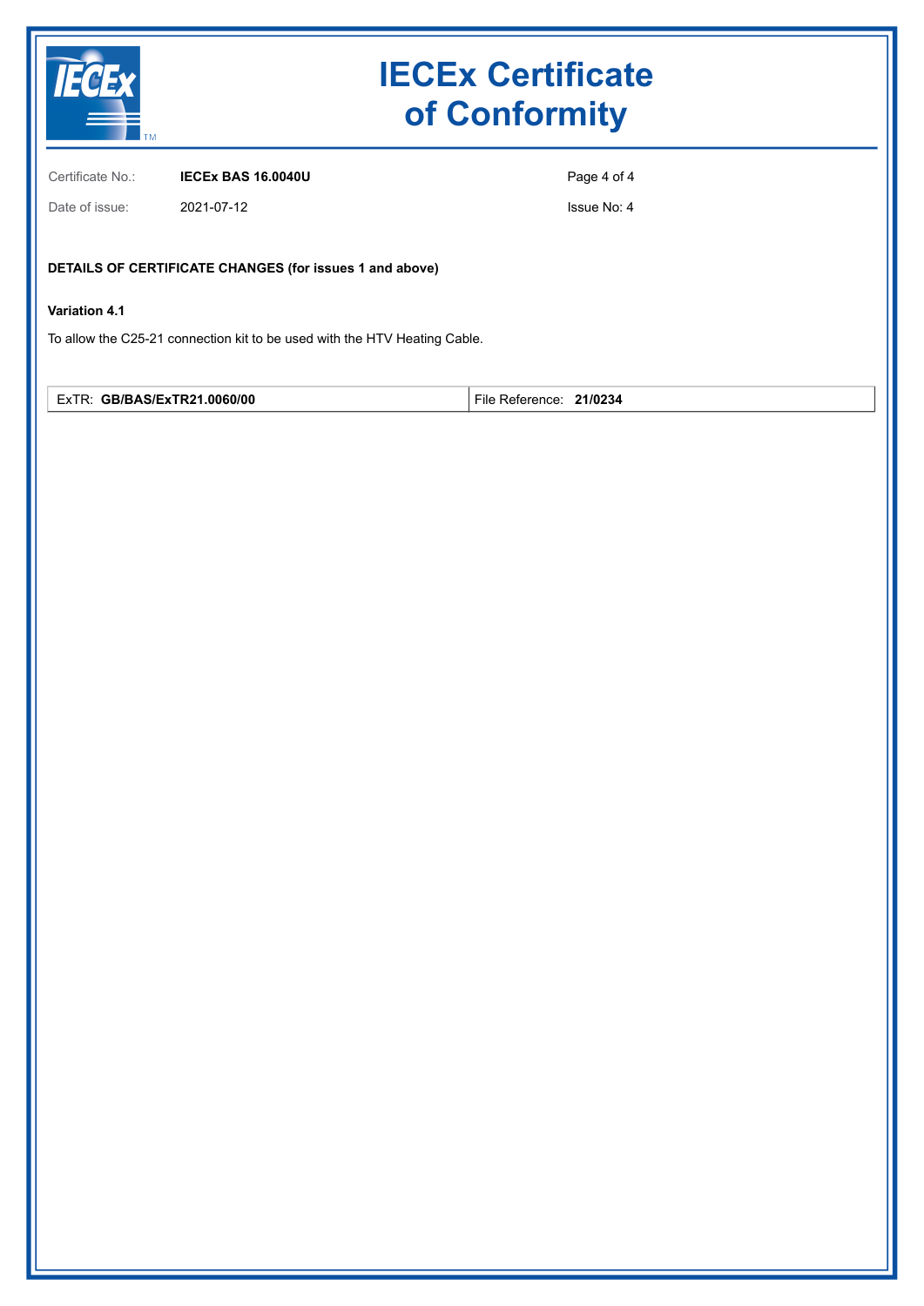# IECEx Certificate of Conformity

Certificate No.: **IECEx BAS 16.0040U**

Date of issue: 2021-07-12

Issue No: 4

**DETAILS OF CERTIFICATE CHANGES (for issues 1 and above)**

**Variation 4.1**

To allow the C25-21 connection kit to be used with the HTV Heating Cable.

| | |
|---|---|
| ExTR: **GB/BAS/ExTR21.0060/00** | File Reference: **21/0234** |